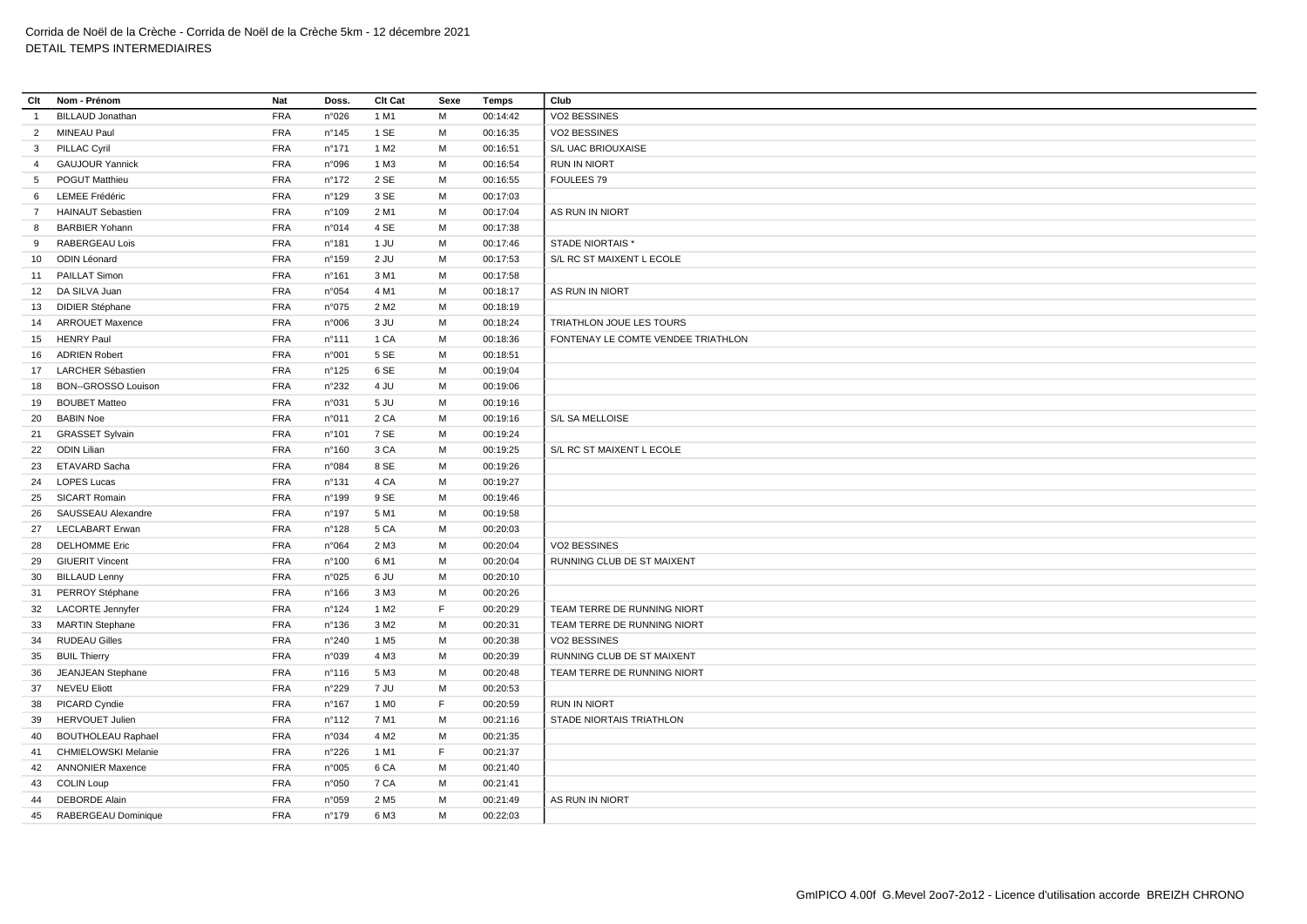Corrida de Noël de la Crèche - Corrida de Noël de la Crèche 5km - 12 décembre 2021

DETAIL TEMPS INTERMEDIAIRES

| Clt | Nom - Prénom | Nat | Doss. | Clt Cat | Sexe | Temps | Club |
|---|---|---|---|---|---|---|---|
| 1 | BILLAUD Jonathan | FRA | n°026 | 1 M1 | M | 00:14:42 | VO2 BESSINES |
| 2 | MINEAU Paul | FRA | n°145 | 1 SE | M | 00:16:35 | VO2 BESSINES |
| 3 | PILLAC Cyril | FRA | n°171 | 1 M2 | M | 00:16:51 | S/L UAC BRIOUXAISE |
| 4 | GAUJOUR Yannick | FRA | n°096 | 1 M3 | M | 00:16:54 | RUN IN NIORT |
| 5 | POGUT Matthieu | FRA | n°172 | 2 SE | M | 00:16:55 | FOULEES 79 |
| 6 | LEMEE Frédéric | FRA | n°129 | 3 SE | M | 00:17:03 | |
| 7 | HAINAUT Sebastien | FRA | n°109 | 2 M1 | M | 00:17:04 | AS RUN IN NIORT |
| 8 | BARBIER Yohann | FRA | n°014 | 4 SE | M | 00:17:38 | |
| 9 | RABERGEAU Lois | FRA | n°181 | 1 JU | M | 00:17:46 | STADE NIORTAIS * |
| 10 | ODIN Léonard | FRA | n°159 | 2 JU | M | 00:17:53 | S/L RC ST MAIXENT L ECOLE |
| 11 | PAILLAT Simon | FRA | n°161 | 3 M1 | M | 00:17:58 | |
| 12 | DA SILVA Juan | FRA | n°054 | 4 M1 | M | 00:18:17 | AS RUN IN NIORT |
| 13 | DIDIER Stéphane | FRA | n°075 | 2 M2 | M | 00:18:19 | |
| 14 | ARROUET Maxence | FRA | n°006 | 3 JU | M | 00:18:24 | TRIATHLON JOUE LES TOURS |
| 15 | HENRY Paul | FRA | n°111 | 1 CA | M | 00:18:36 | FONTENAY LE COMTE VENDEE TRIATHLON |
| 16 | ADRIEN Robert | FRA | n°001 | 5 SE | M | 00:18:51 | |
| 17 | LARCHER Sébastien | FRA | n°125 | 6 SE | M | 00:19:04 | |
| 18 | BON--GROSSO Louison | FRA | n°232 | 4 JU | M | 00:19:06 | |
| 19 | BOUBET Matteo | FRA | n°031 | 5 JU | M | 00:19:16 | |
| 20 | BABIN Noe | FRA | n°011 | 2 CA | M | 00:19:16 | S/L SA MELLOISE |
| 21 | GRASSET Sylvain | FRA | n°101 | 7 SE | M | 00:19:24 | |
| 22 | ODIN Lilian | FRA | n°160 | 3 CA | M | 00:19:25 | S/L RC ST MAIXENT L ECOLE |
| 23 | ETAVARD Sacha | FRA | n°084 | 8 SE | M | 00:19:26 | |
| 24 | LOPES Lucas | FRA | n°131 | 4 CA | M | 00:19:27 | |
| 25 | SICART Romain | FRA | n°199 | 9 SE | M | 00:19:46 | |
| 26 | SAUSSEAU Alexandre | FRA | n°197 | 5 M1 | M | 00:19:58 | |
| 27 | LECLABART Erwan | FRA | n°128 | 5 CA | M | 00:20:03 | |
| 28 | DELHOMME Eric | FRA | n°064 | 2 M3 | M | 00:20:04 | VO2 BESSINES |
| 29 | GIUERIT Vincent | FRA | n°100 | 6 M1 | M | 00:20:04 | RUNNING CLUB DE ST MAIXENT |
| 30 | BILLAUD Lenny | FRA | n°025 | 6 JU | M | 00:20:10 | |
| 31 | PERROY Stéphane | FRA | n°166 | 3 M3 | M | 00:20:26 | |
| 32 | LACORTE Jennyfer | FRA | n°124 | 1 M2 | F | 00:20:29 | TEAM TERRE DE RUNNING NIORT |
| 33 | MARTIN Stephane | FRA | n°136 | 3 M2 | M | 00:20:31 | TEAM TERRE DE RUNNING NIORT |
| 34 | RUDEAU Gilles | FRA | n°240 | 1 M5 | M | 00:20:38 | VO2 BESSINES |
| 35 | BUIL Thierry | FRA | n°039 | 4 M3 | M | 00:20:39 | RUNNING CLUB DE ST MAIXENT |
| 36 | JEANJEAN Stephane | FRA | n°116 | 5 M3 | M | 00:20:48 | TEAM TERRE DE RUNNING NIORT |
| 37 | NEVEU Eliott | FRA | n°229 | 7 JU | M | 00:20:53 | |
| 38 | PICARD Cyndie | FRA | n°167 | 1 M0 | F | 00:20:59 | RUN IN NIORT |
| 39 | HERVOUET Julien | FRA | n°112 | 7 M1 | M | 00:21:16 | STADE NIORTAIS TRIATHLON |
| 40 | BOUTHOLEAU Raphael | FRA | n°034 | 4 M2 | M | 00:21:35 | |
| 41 | CHMIELOWSKI Melanie | FRA | n°226 | 1 M1 | F | 00:21:37 | |
| 42 | ANNONIER Maxence | FRA | n°005 | 6 CA | M | 00:21:40 | |
| 43 | COLIN Loup | FRA | n°050 | 7 CA | M | 00:21:41 | |
| 44 | DEBORDE Alain | FRA | n°059 | 2 M5 | M | 00:21:49 | AS RUN IN NIORT |
| 45 | RABERGEAU Dominique | FRA | n°179 | 6 M3 | M | 00:22:03 | |

GmIPICO 4.00f G.Mevel 2oo7-2o12 - Licence d'utilisation accorde BREIZH CHRONO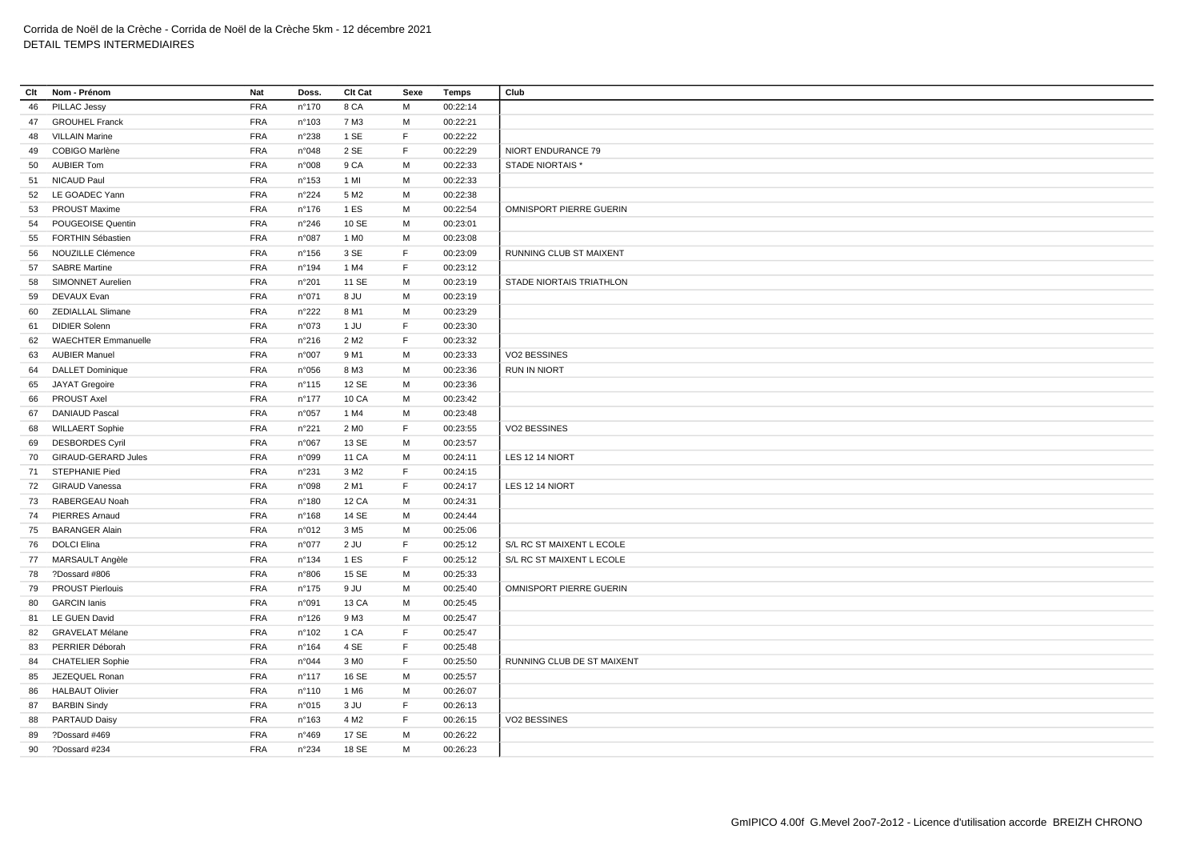Corrida de Noël de la Crèche - Corrida de Noël de la Crèche 5km - 12 décembre 2021
DETAIL TEMPS INTERMEDIAIRES

| Clt | Nom - Prénom | Nat | Doss. | Clt Cat | Sexe | Temps | Club |
|---|---|---|---|---|---|---|---|
| 46 | PILLAC Jessy | FRA | n°170 | 8 CA | M | 00:22:14 | |
| 47 | GROUHEL Franck | FRA | n°103 | 7 M3 | M | 00:22:21 | |
| 48 | VILLAIN Marine | FRA | n°238 | 1 SE | F | 00:22:22 | |
| 49 | COBIGO Marlène | FRA | n°048 | 2 SE | F | 00:22:29 | NIORT ENDURANCE 79 |
| 50 | AUBIER Tom | FRA | n°008 | 9 CA | M | 00:22:33 | STADE NIORTAIS * |
| 51 | NICAUD Paul | FRA | n°153 | 1 MI | M | 00:22:33 | |
| 52 | LE GOADEC Yann | FRA | n°224 | 5 M2 | M | 00:22:38 | |
| 53 | PROUST Maxime | FRA | n°176 | 1 ES | M | 00:22:54 | OMNISPORT PIERRE GUERIN |
| 54 | POUGEOISE Quentin | FRA | n°246 | 10 SE | M | 00:23:01 | |
| 55 | FORTHIN Sébastien | FRA | n°087 | 1 M0 | M | 00:23:08 | |
| 56 | NOUZILLE Clémence | FRA | n°156 | 3 SE | F | 00:23:09 | RUNNING CLUB ST MAIXENT |
| 57 | SABRE Martine | FRA | n°194 | 1 M4 | F | 00:23:12 | |
| 58 | SIMONNET Aurelien | FRA | n°201 | 11 SE | M | 00:23:19 | STADE NIORTAIS TRIATHLON |
| 59 | DEVAUX Evan | FRA | n°071 | 8 JU | M | 00:23:19 | |
| 60 | ZEDIALLAL Slimane | FRA | n°222 | 8 M1 | M | 00:23:29 | |
| 61 | DIDIER Solenn | FRA | n°073 | 1 JU | F | 00:23:30 | |
| 62 | WAECHTER Emmanuelle | FRA | n°216 | 2 M2 | F | 00:23:32 | |
| 63 | AUBIER Manuel | FRA | n°007 | 9 M1 | M | 00:23:33 | VO2 BESSINES |
| 64 | DALLET Dominique | FRA | n°056 | 8 M3 | M | 00:23:36 | RUN IN NIORT |
| 65 | JAYAT Gregoire | FRA | n°115 | 12 SE | M | 00:23:36 | |
| 66 | PROUST Axel | FRA | n°177 | 10 CA | M | 00:23:42 | |
| 67 | DANIAUD Pascal | FRA | n°057 | 1 M4 | M | 00:23:48 | |
| 68 | WILLAERT Sophie | FRA | n°221 | 2 M0 | F | 00:23:55 | VO2 BESSINES |
| 69 | DESBORDES Cyril | FRA | n°067 | 13 SE | M | 00:23:57 | |
| 70 | GIRAUD-GERARD Jules | FRA | n°099 | 11 CA | M | 00:24:11 | LES 12 14 NIORT |
| 71 | STEPHANIE Pied | FRA | n°231 | 3 M2 | F | 00:24:15 | |
| 72 | GIRAUD Vanessa | FRA | n°098 | 2 M1 | F | 00:24:17 | LES 12 14 NIORT |
| 73 | RABERGEAU Noah | FRA | n°180 | 12 CA | M | 00:24:31 | |
| 74 | PIERRES Arnaud | FRA | n°168 | 14 SE | M | 00:24:44 | |
| 75 | BARANGER Alain | FRA | n°012 | 3 M5 | M | 00:25:06 | |
| 76 | DOLCI Elina | FRA | n°077 | 2 JU | F | 00:25:12 | S/L RC ST MAIXENT L ECOLE |
| 77 | MARSAULT Angèle | FRA | n°134 | 1 ES | F | 00:25:12 | S/L RC ST MAIXENT L ECOLE |
| 78 | ?Dossard #806 | FRA | n°806 | 15 SE | M | 00:25:33 | |
| 79 | PROUST Pierlouis | FRA | n°175 | 9 JU | M | 00:25:40 | OMNISPORT PIERRE GUERIN |
| 80 | GARCIN Ianis | FRA | n°091 | 13 CA | M | 00:25:45 | |
| 81 | LE GUEN David | FRA | n°126 | 9 M3 | M | 00:25:47 | |
| 82 | GRAVELAT Mélane | FRA | n°102 | 1 CA | F | 00:25:47 | |
| 83 | PERRIER Déborah | FRA | n°164 | 4 SE | F | 00:25:48 | |
| 84 | CHATELIER Sophie | FRA | n°044 | 3 M0 | F | 00:25:50 | RUNNING CLUB DE ST MAIXENT |
| 85 | JEZEQUEL Ronan | FRA | n°117 | 16 SE | M | 00:25:57 | |
| 86 | HALBAUT Olivier | FRA | n°110 | 1 M6 | M | 00:26:07 | |
| 87 | BARBIN Sindy | FRA | n°015 | 3 JU | F | 00:26:13 | |
| 88 | PARTAUD Daisy | FRA | n°163 | 4 M2 | F | 00:26:15 | VO2 BESSINES |
| 89 | ?Dossard #469 | FRA | n°469 | 17 SE | M | 00:26:22 | |
| 90 | ?Dossard #234 | FRA | n°234 | 18 SE | M | 00:26:23 | |

GmIPICO 4.00f G.Mevel 2oo7-2o12 - Licence d'utilisation accorde BREIZH CHRONO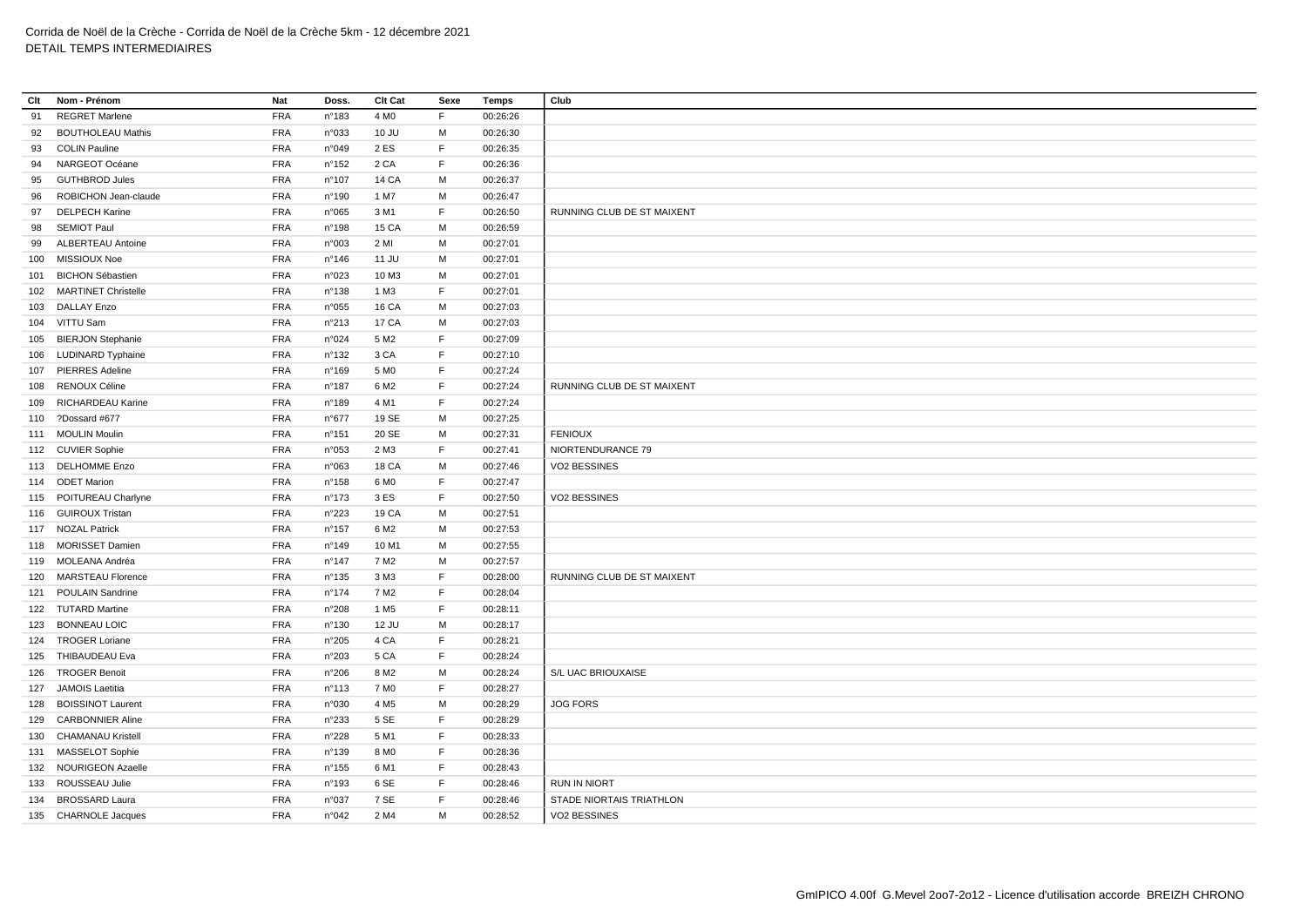Corrida de Noël de la Crèche - Corrida de Noël de la Crèche 5km - 12 décembre 2021
DETAIL TEMPS INTERMEDIAIRES

| Clt | Nom - Prénom | Nat | Doss. | Clt Cat | Sexe | Temps | Club |
|---|---|---|---|---|---|---|---|
| 91 | REGRET Marlene | FRA | n°183 | 4 M0 | F | 00:26:26 | |
| 92 | BOUTHOLEAU Mathis | FRA | n°033 | 10 JU | M | 00:26:30 | |
| 93 | COLIN Pauline | FRA | n°049 | 2 ES | F | 00:26:35 | |
| 94 | NARGEOT Océane | FRA | n°152 | 2 CA | F | 00:26:36 | |
| 95 | GUTHBROD Jules | FRA | n°107 | 14 CA | M | 00:26:37 | |
| 96 | ROBICHON Jean-claude | FRA | n°190 | 1 M7 | M | 00:26:47 | |
| 97 | DELPECH Karine | FRA | n°065 | 3 M1 | F | 00:26:50 | RUNNING CLUB DE ST MAIXENT |
| 98 | SEMIOT Paul | FRA | n°198 | 15 CA | M | 00:26:59 | |
| 99 | ALBERTEAU Antoine | FRA | n°003 | 2 MI | M | 00:27:01 | |
| 100 | MISSIOUX Noe | FRA | n°146 | 11 JU | M | 00:27:01 | |
| 101 | BICHON Sébastien | FRA | n°023 | 10 M3 | M | 00:27:01 | |
| 102 | MARTINET Christelle | FRA | n°138 | 1 M3 | F | 00:27:01 | |
| 103 | DALLAY Enzo | FRA | n°055 | 16 CA | M | 00:27:03 | |
| 104 | VITTU Sam | FRA | n°213 | 17 CA | M | 00:27:03 | |
| 105 | BIERJON Stephanie | FRA | n°024 | 5 M2 | F | 00:27:09 | |
| 106 | LUDINARD Typhaine | FRA | n°132 | 3 CA | F | 00:27:10 | |
| 107 | PIERRES Adeline | FRA | n°169 | 5 M0 | F | 00:27:24 | |
| 108 | RENOUX Céline | FRA | n°187 | 6 M2 | F | 00:27:24 | RUNNING CLUB DE ST MAIXENT |
| 109 | RICHARDEAU Karine | FRA | n°189 | 4 M1 | F | 00:27:24 | |
| 110 | ?Dossard #677 | FRA | n°677 | 19 SE | M | 00:27:25 | |
| 111 | MOULIN Moulin | FRA | n°151 | 20 SE | M | 00:27:31 | FENIOUX |
| 112 | CUVIER Sophie | FRA | n°053 | 2 M3 | F | 00:27:41 | NIORTENDURANCE 79 |
| 113 | DELHOMME Enzo | FRA | n°063 | 18 CA | M | 00:27:46 | VO2 BESSINES |
| 114 | ODET Marion | FRA | n°158 | 6 M0 | F | 00:27:47 | |
| 115 | POITUREAU Charlyne | FRA | n°173 | 3 ES | F | 00:27:50 | VO2 BESSINES |
| 116 | GUIROUX Tristan | FRA | n°223 | 19 CA | M | 00:27:51 | |
| 117 | NOZAL Patrick | FRA | n°157 | 6 M2 | M | 00:27:53 | |
| 118 | MORISSET Damien | FRA | n°149 | 10 M1 | M | 00:27:55 | |
| 119 | MOLEANA Andréa | FRA | n°147 | 7 M2 | M | 00:27:57 | |
| 120 | MARSTEAU Florence | FRA | n°135 | 3 M3 | F | 00:28:00 | RUNNING CLUB DE ST MAIXENT |
| 121 | POULAIN Sandrine | FRA | n°174 | 7 M2 | F | 00:28:04 | |
| 122 | TUTARD Martine | FRA | n°208 | 1 M5 | F | 00:28:11 | |
| 123 | BONNEAU LOIC | FRA | n°130 | 12 JU | M | 00:28:17 | |
| 124 | TROGER Loriane | FRA | n°205 | 4 CA | F | 00:28:21 | |
| 125 | THIBAUDEAU Eva | FRA | n°203 | 5 CA | F | 00:28:24 | |
| 126 | TROGER Benoit | FRA | n°206 | 8 M2 | M | 00:28:24 | S/L UAC BRIOUXAISE |
| 127 | JAMOIS Laetitia | FRA | n°113 | 7 M0 | F | 00:28:27 | |
| 128 | BOISSINOT Laurent | FRA | n°030 | 4 M5 | M | 00:28:29 | JOG FORS |
| 129 | CARBONNIER Aline | FRA | n°233 | 5 SE | F | 00:28:29 | |
| 130 | CHAMANAU Kristell | FRA | n°228 | 5 M1 | F | 00:28:33 | |
| 131 | MASSELOT Sophie | FRA | n°139 | 8 M0 | F | 00:28:36 | |
| 132 | NOURIGEON Azaelle | FRA | n°155 | 6 M1 | F | 00:28:43 | |
| 133 | ROUSSEAU Julie | FRA | n°193 | 6 SE | F | 00:28:46 | RUN IN NIORT |
| 134 | BROSSARD Laura | FRA | n°037 | 7 SE | F | 00:28:46 | STADE NIORTAIS TRIATHLON |
| 135 | CHARNOLE Jacques | FRA | n°042 | 2 M4 | M | 00:28:52 | VO2 BESSINES |

GmIPICO 4.00f G.Mevel 2oo7-2o12 - Licence d'utilisation accorde BREIZH CHRONO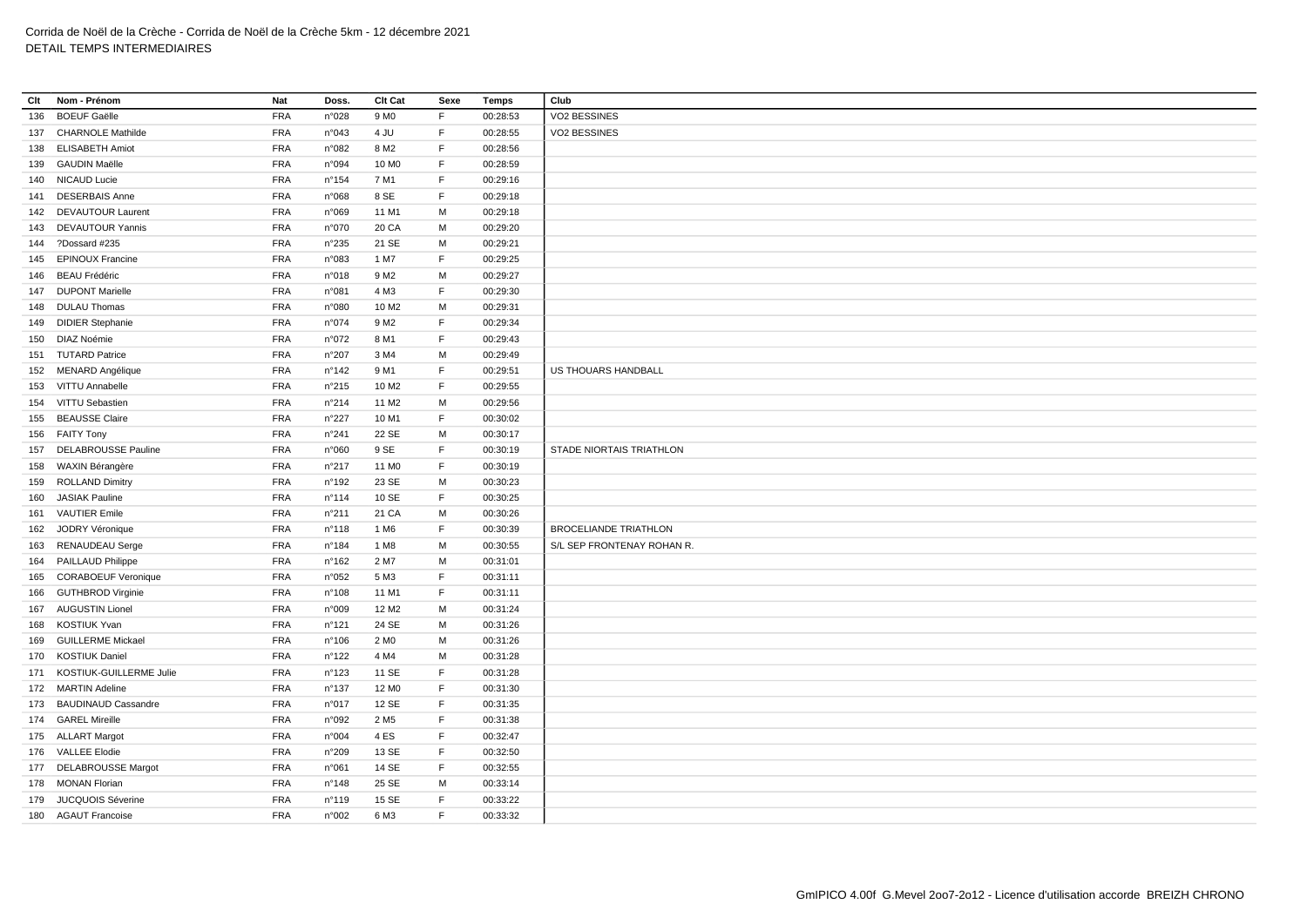Corrida de Noël de la Crèche - Corrida de Noël de la Crèche 5km - 12 décembre 2021
DETAIL TEMPS INTERMEDIAIRES

| Clt | Nom - Prénom | Nat | Doss. | Clt Cat | Sexe | Temps | Club |
|---|---|---|---|---|---|---|---|
| 136 | BOEUF Gaëlle | FRA | n°028 | 9 M0 | F | 00:28:53 | VO2 BESSINES |
| 137 | CHARNOLE Mathilde | FRA | n°043 | 4 JU | F | 00:28:55 | VO2 BESSINES |
| 138 | ELISABETH Amiot | FRA | n°082 | 8 M2 | F | 00:28:56 | |
| 139 | GAUDIN Maëlle | FRA | n°094 | 10 M0 | F | 00:28:59 | |
| 140 | NICAUD Lucie | FRA | n°154 | 7 M1 | F | 00:29:16 | |
| 141 | DESERBAIS Anne | FRA | n°068 | 8 SE | F | 00:29:18 | |
| 142 | DEVAUTOUR Laurent | FRA | n°069 | 11 M1 | M | 00:29:18 | |
| 143 | DEVAUTOUR Yannis | FRA | n°070 | 20 CA | M | 00:29:20 | |
| 144 | ?Dossard #235 | FRA | n°235 | 21 SE | M | 00:29:21 | |
| 145 | EPINOUX Francine | FRA | n°083 | 1 M7 | F | 00:29:25 | |
| 146 | BEAU Frédéric | FRA | n°018 | 9 M2 | M | 00:29:27 | |
| 147 | DUPONT Marielle | FRA | n°081 | 4 M3 | F | 00:29:30 | |
| 148 | DULAU Thomas | FRA | n°080 | 10 M2 | M | 00:29:31 | |
| 149 | DIDIER Stephanie | FRA | n°074 | 9 M2 | F | 00:29:34 | |
| 150 | DIAZ Noémie | FRA | n°072 | 8 M1 | F | 00:29:43 | |
| 151 | TUTARD Patrice | FRA | n°207 | 3 M4 | M | 00:29:49 | |
| 152 | MENARD Angélique | FRA | n°142 | 9 M1 | F | 00:29:51 | US THOUARS HANDBALL |
| 153 | VITTU Annabelle | FRA | n°215 | 10 M2 | F | 00:29:55 | |
| 154 | VITTU Sebastien | FRA | n°214 | 11 M2 | M | 00:29:56 | |
| 155 | BEAUSSE Claire | FRA | n°227 | 10 M1 | F | 00:30:02 | |
| 156 | FAITY Tony | FRA | n°241 | 22 SE | M | 00:30:17 | |
| 157 | DELABROUSSE Pauline | FRA | n°060 | 9 SE | F | 00:30:19 | STADE NIORTAIS TRIATHLON |
| 158 | WAXIN Bérangère | FRA | n°217 | 11 M0 | F | 00:30:19 | |
| 159 | ROLLAND Dimitry | FRA | n°192 | 23 SE | M | 00:30:23 | |
| 160 | JASIAK Pauline | FRA | n°114 | 10 SE | F | 00:30:25 | |
| 161 | VAUTIER Emile | FRA | n°211 | 21 CA | M | 00:30:26 | |
| 162 | JODRY Véronique | FRA | n°118 | 1 M6 | F | 00:30:39 | BROCELIANDE TRIATHLON |
| 163 | RENAUDEAU Serge | FRA | n°184 | 1 M8 | M | 00:30:55 | S/L SEP FRONTENAY ROHAN R. |
| 164 | PAILLAUD Philippe | FRA | n°162 | 2 M7 | M | 00:31:01 | |
| 165 | CORABOEUF Veronique | FRA | n°052 | 5 M3 | F | 00:31:11 | |
| 166 | GUTHBROD Virginie | FRA | n°108 | 11 M1 | F | 00:31:11 | |
| 167 | AUGUSTIN Lionel | FRA | n°009 | 12 M2 | M | 00:31:24 | |
| 168 | KOSTIUK Yvan | FRA | n°121 | 24 SE | M | 00:31:26 | |
| 169 | GUILLERME Mickael | FRA | n°106 | 2 M0 | M | 00:31:26 | |
| 170 | KOSTIUK Daniel | FRA | n°122 | 4 M4 | M | 00:31:28 | |
| 171 | KOSTIUK-GUILLERME Julie | FRA | n°123 | 11 SE | F | 00:31:28 | |
| 172 | MARTIN Adeline | FRA | n°137 | 12 M0 | F | 00:31:30 | |
| 173 | BAUDINAUD Cassandre | FRA | n°017 | 12 SE | F | 00:31:35 | |
| 174 | GAREL Mireille | FRA | n°092 | 2 M5 | F | 00:31:38 | |
| 175 | ALLART Margot | FRA | n°004 | 4 ES | F | 00:32:47 | |
| 176 | VALLEE Elodie | FRA | n°209 | 13 SE | F | 00:32:50 | |
| 177 | DELABROUSSE Margot | FRA | n°061 | 14 SE | F | 00:32:55 | |
| 178 | MONAN Florian | FRA | n°148 | 25 SE | M | 00:33:14 | |
| 179 | JUCQUOIS Séverine | FRA | n°119 | 15 SE | F | 00:33:22 | |
| 180 | AGAUT Francoise | FRA | n°002 | 6 M3 | F | 00:33:32 | |

GmIPICO 4.00f G.Mevel 2oo7-2o12 - Licence d'utilisation accorde BREIZH CHRONO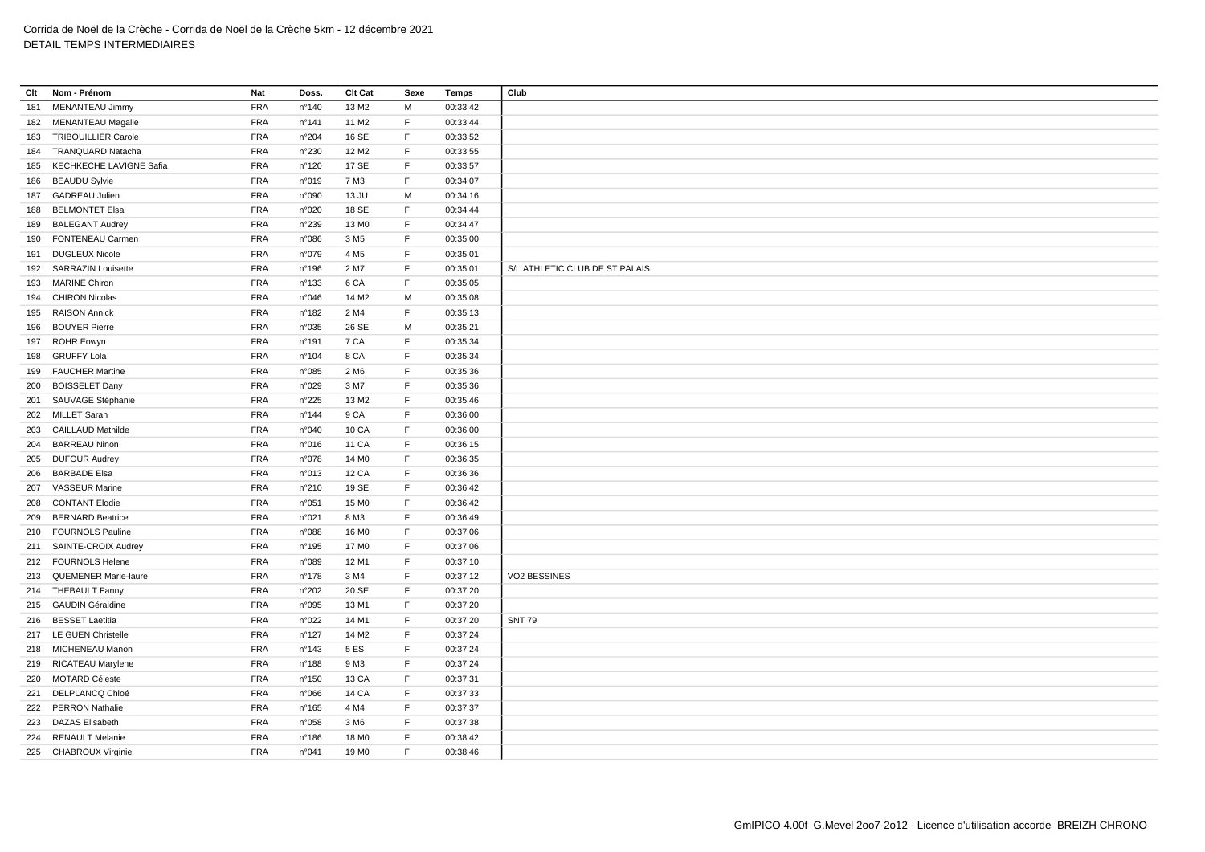Corrida de Noël de la Crèche - Corrida de Noël de la Crèche 5km - 12 décembre 2021
DETAIL TEMPS INTERMEDIAIRES

| Clt | Nom - Prénom | Nat | Doss. | Clt Cat | Sexe | Temps | Club |
|---|---|---|---|---|---|---|---|
| 181 | MENANTEAU Jimmy | FRA | n°140 | 13 M2 | M | 00:33:42 | |
| 182 | MENANTEAU Magalie | FRA | n°141 | 11 M2 | F | 00:33:44 | |
| 183 | TRIBOUILLIER Carole | FRA | n°204 | 16 SE | F | 00:33:52 | |
| 184 | TRANQUARD Natacha | FRA | n°230 | 12 M2 | F | 00:33:55 | |
| 185 | KECHKECHE LAVIGNE Safia | FRA | n°120 | 17 SE | F | 00:33:57 | |
| 186 | BEAUDU Sylvie | FRA | n°019 | 7 M3 | F | 00:34:07 | |
| 187 | GADREAU Julien | FRA | n°090 | 13 JU | M | 00:34:16 | |
| 188 | BELMONTET Elsa | FRA | n°020 | 18 SE | F | 00:34:44 | |
| 189 | BALEGANT Audrey | FRA | n°239 | 13 M0 | F | 00:34:47 | |
| 190 | FONTENEAU Carmen | FRA | n°086 | 3 M5 | F | 00:35:00 | |
| 191 | DUGLEUX Nicole | FRA | n°079 | 4 M5 | F | 00:35:01 | |
| 192 | SARRAZIN Louisette | FRA | n°196 | 2 M7 | F | 00:35:01 | S/L ATHLETIC CLUB DE ST PALAIS |
| 193 | MARINE Chiron | FRA | n°133 | 6 CA | F | 00:35:05 | |
| 194 | CHIRON Nicolas | FRA | n°046 | 14 M2 | M | 00:35:08 | |
| 195 | RAISON Annick | FRA | n°182 | 2 M4 | F | 00:35:13 | |
| 196 | BOUYER Pierre | FRA | n°035 | 26 SE | M | 00:35:21 | |
| 197 | ROHR Eowyn | FRA | n°191 | 7 CA | F | 00:35:34 | |
| 198 | GRUFFY Lola | FRA | n°104 | 8 CA | F | 00:35:34 | |
| 199 | FAUCHER Martine | FRA | n°085 | 2 M6 | F | 00:35:36 | |
| 200 | BOISSELET Dany | FRA | n°029 | 3 M7 | F | 00:35:36 | |
| 201 | SAUVAGE Stéphanie | FRA | n°225 | 13 M2 | F | 00:35:46 | |
| 202 | MILLET Sarah | FRA | n°144 | 9 CA | F | 00:36:00 | |
| 203 | CAILLAUD Mathilde | FRA | n°040 | 10 CA | F | 00:36:00 | |
| 204 | BARREAU Ninon | FRA | n°016 | 11 CA | F | 00:36:15 | |
| 205 | DUFOUR Audrey | FRA | n°078 | 14 M0 | F | 00:36:35 | |
| 206 | BARBADE Elsa | FRA | n°013 | 12 CA | F | 00:36:36 | |
| 207 | VASSEUR Marine | FRA | n°210 | 19 SE | F | 00:36:42 | |
| 208 | CONTANT Elodie | FRA | n°051 | 15 M0 | F | 00:36:42 | |
| 209 | BERNARD Beatrice | FRA | n°021 | 8 M3 | F | 00:36:49 | |
| 210 | FOURNOLS Pauline | FRA | n°088 | 16 M0 | F | 00:37:06 | |
| 211 | SAINTE-CROIX Audrey | FRA | n°195 | 17 M0 | F | 00:37:06 | |
| 212 | FOURNOLS Helene | FRA | n°089 | 12 M1 | F | 00:37:10 | |
| 213 | QUEMENER Marie-laure | FRA | n°178 | 3 M4 | F | 00:37:12 | VO2 BESSINES |
| 214 | THEBAULT Fanny | FRA | n°202 | 20 SE | F | 00:37:20 | |
| 215 | GAUDIN Géraldine | FRA | n°095 | 13 M1 | F | 00:37:20 | |
| 216 | BESSET Laetitia | FRA | n°022 | 14 M1 | F | 00:37:20 | SNT 79 |
| 217 | LE GUEN Christelle | FRA | n°127 | 14 M2 | F | 00:37:24 | |
| 218 | MICHENEAU Manon | FRA | n°143 | 5 ES | F | 00:37:24 | |
| 219 | RICATEAU Marylene | FRA | n°188 | 9 M3 | F | 00:37:24 | |
| 220 | MOTARD Céleste | FRA | n°150 | 13 CA | F | 00:37:31 | |
| 221 | DELPLANCQ Chloé | FRA | n°066 | 14 CA | F | 00:37:33 | |
| 222 | PERRON Nathalie | FRA | n°165 | 4 M4 | F | 00:37:37 | |
| 223 | DAZAS Elisabeth | FRA | n°058 | 3 M6 | F | 00:37:38 | |
| 224 | RENAULT Melanie | FRA | n°186 | 18 M0 | F | 00:38:42 | |
| 225 | CHABROUX Virginie | FRA | n°041 | 19 M0 | F | 00:38:46 | |

GmIPICO 4.00f G.Mevel 2oo7-2o12 - Licence d'utilisation accorde BREIZH CHRONO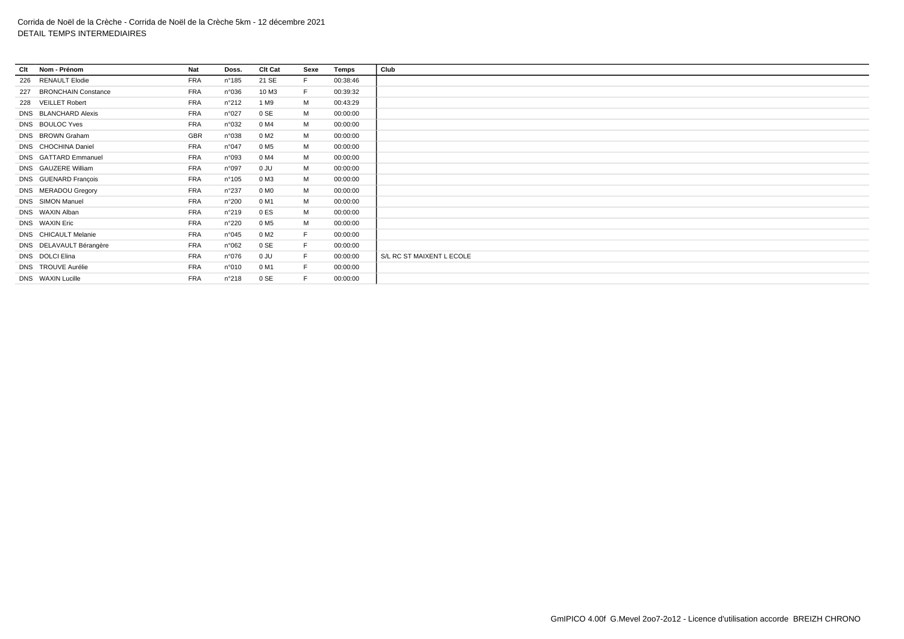Corrida de Noël de la Crèche - Corrida de Noël de la Crèche 5km - 12 décembre 2021
DETAIL TEMPS INTERMEDIAIRES

| Clt | Nom - Prénom | Nat | Doss. | Clt Cat | Sexe | Temps | Club |
|---|---|---|---|---|---|---|---|
| 226 | RENAULT Elodie | FRA | n°185 | 21 SE | F | 00:38:46 | |
| 227 | BRONCHAIN Constance | FRA | n°036 | 10 M3 | F | 00:39:32 | |
| 228 | VEILLET Robert | FRA | n°212 | 1 M9 | M | 00:43:29 | |
| DNS | BLANCHARD Alexis | FRA | n°027 | 0 SE | M | 00:00:00 | |
| DNS | BOULOC Yves | FRA | n°032 | 0 M4 | M | 00:00:00 | |
| DNS | BROWN Graham | GBR | n°038 | 0 M2 | M | 00:00:00 | |
| DNS | CHOCHINA Daniel | FRA | n°047 | 0 M5 | M | 00:00:00 | |
| DNS | GATTARD Emmanuel | FRA | n°093 | 0 M4 | M | 00:00:00 | |
| DNS | GAUZERE William | FRA | n°097 | 0 JU | M | 00:00:00 | |
| DNS | GUENARD François | FRA | n°105 | 0 M3 | M | 00:00:00 | |
| DNS | MERADOU Gregory | FRA | n°237 | 0 M0 | M | 00:00:00 | |
| DNS | SIMON Manuel | FRA | n°200 | 0 M1 | M | 00:00:00 | |
| DNS | WAXIN Alban | FRA | n°219 | 0 ES | M | 00:00:00 | |
| DNS | WAXIN Eric | FRA | n°220 | 0 M5 | M | 00:00:00 | |
| DNS | CHICAULT Melanie | FRA | n°045 | 0 M2 | F | 00:00:00 | |
| DNS | DELAVAULT Bérangère | FRA | n°062 | 0 SE | F | 00:00:00 | |
| DNS | DOLCI Elina | FRA | n°076 | 0 JU | F | 00:00:00 | S/L RC ST MAIXENT L ECOLE |
| DNS | TROUVE Aurélie | FRA | n°010 | 0 M1 | F | 00:00:00 | |
| DNS | WAXIN Lucille | FRA | n°218 | 0 SE | F | 00:00:00 | |

GmIPICO 4.00f G.Mevel 2oo7-2o12 - Licence d'utilisation accorde BREIZH CHRONO